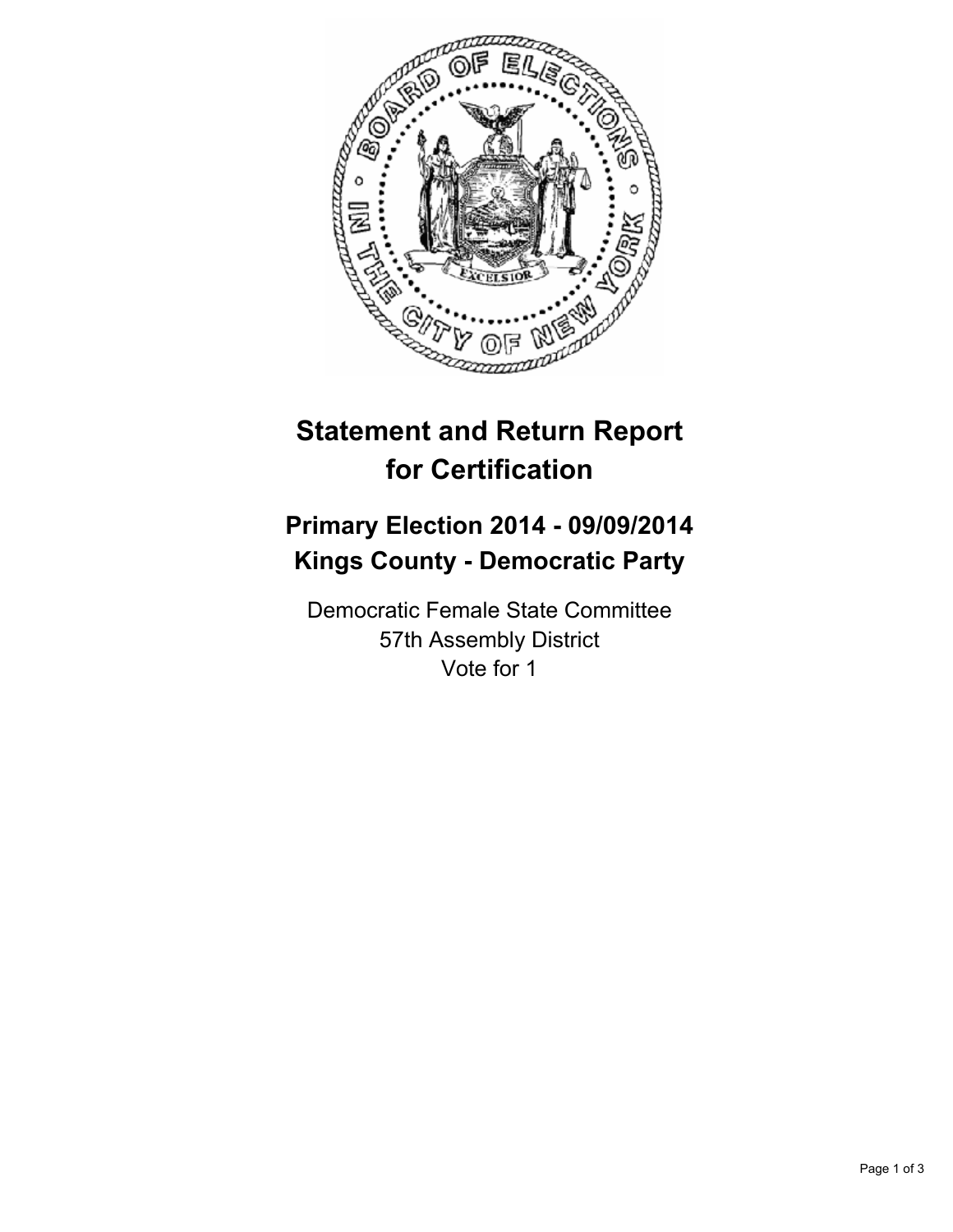# Statement and Return Report for Certification

## Primary Election 2014 - 09/09/2014
## Kings County - Democratic Party

Democratic Female State Committee
57th Assembly District
Vote for 1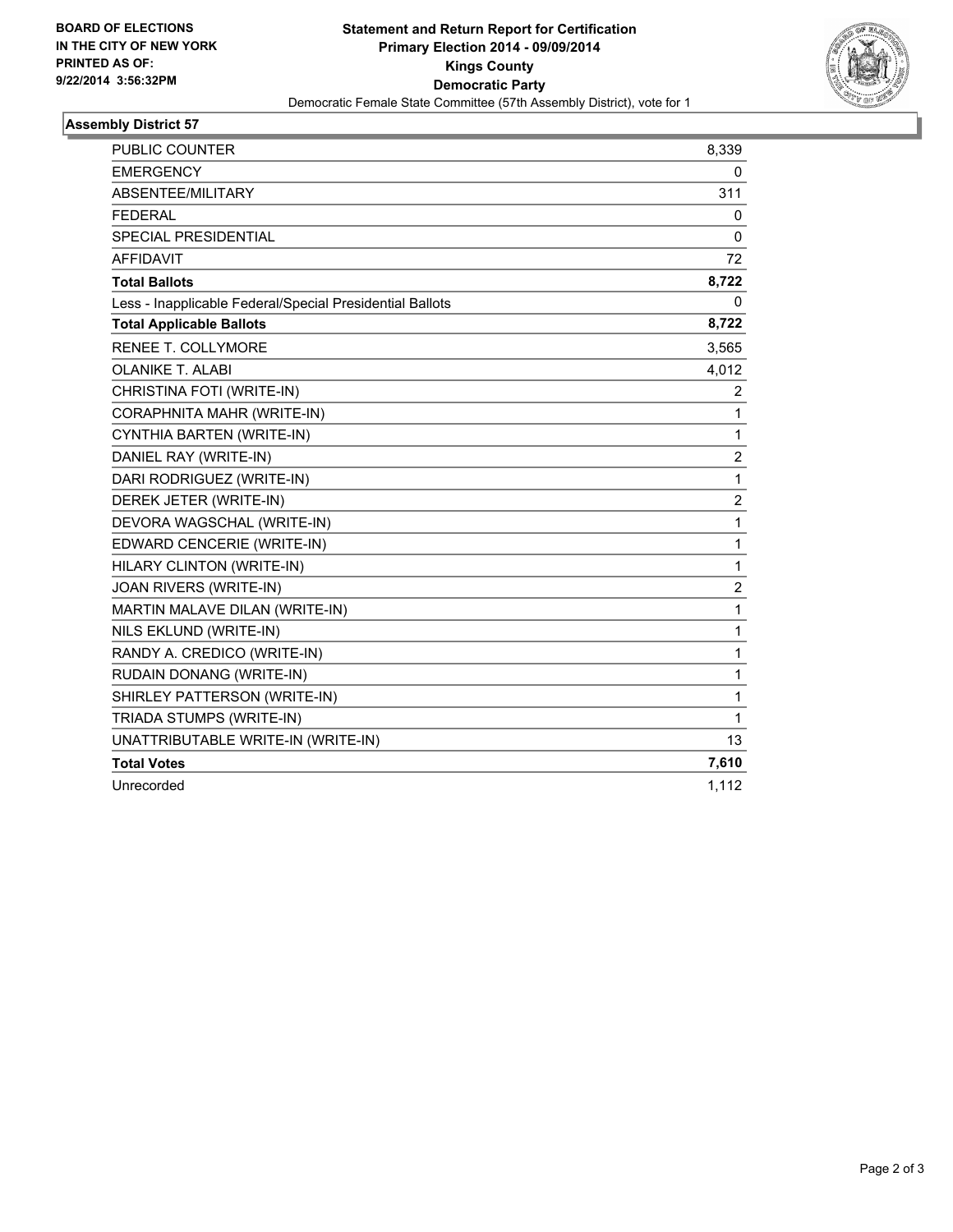**BOARD OF ELECTIONS**
**IN THE CITY OF NEW YORK**
**PRINTED AS OF:**
**9/22/2014 3:56:32PM**

**Statement and Return Report for Certification**
**Primary Election 2014 - 09/09/2014**
**Kings County**
**Democratic Party**
Democratic Female State Committee (57th Assembly District), vote for 1

## Assembly District 57

| | |
|---|---|
| PUBLIC COUNTER | 8,339 |
| EMERGENCY | 0 |
| ABSENTEE/MILITARY | 311 |
| FEDERAL | 0 |
| SPECIAL PRESIDENTIAL | 0 |
| AFFIDAVIT | 72 |
| **Total Ballots** | **8,722** |
| Less - Inapplicable Federal/Special Presidential Ballots | 0 |
| **Total Applicable Ballots** | **8,722** |
| RENEE T. COLLYMORE | 3,565 |
| OLANIKE T. ALABI | 4,012 |
| CHRISTINA FOTI (WRITE-IN) | 2 |
| CORAPHNITA MAHR (WRITE-IN) | 1 |
| CYNTHIA BARTEN (WRITE-IN) | 1 |
| DANIEL RAY (WRITE-IN) | 2 |
| DARI RODRIGUEZ (WRITE-IN) | 1 |
| DEREK JETER (WRITE-IN) | 2 |
| DEVORA WAGSCHAL (WRITE-IN) | 1 |
| EDWARD CENCERIE (WRITE-IN) | 1 |
| HILARY CLINTON (WRITE-IN) | 1 |
| JOAN RIVERS (WRITE-IN) | 2 |
| MARTIN MALAVE DILAN (WRITE-IN) | 1 |
| NILS EKLUND (WRITE-IN) | 1 |
| RANDY A. CREDICO (WRITE-IN) | 1 |
| RUDAIN DONANG (WRITE-IN) | 1 |
| SHIRLEY PATTERSON (WRITE-IN) | 1 |
| TRIADA STUMPS (WRITE-IN) | 1 |
| UNATTRIBUTABLE WRITE-IN (WRITE-IN) | 13 |
| **Total Votes** | **7,610** |
| Unrecorded | 1,112 |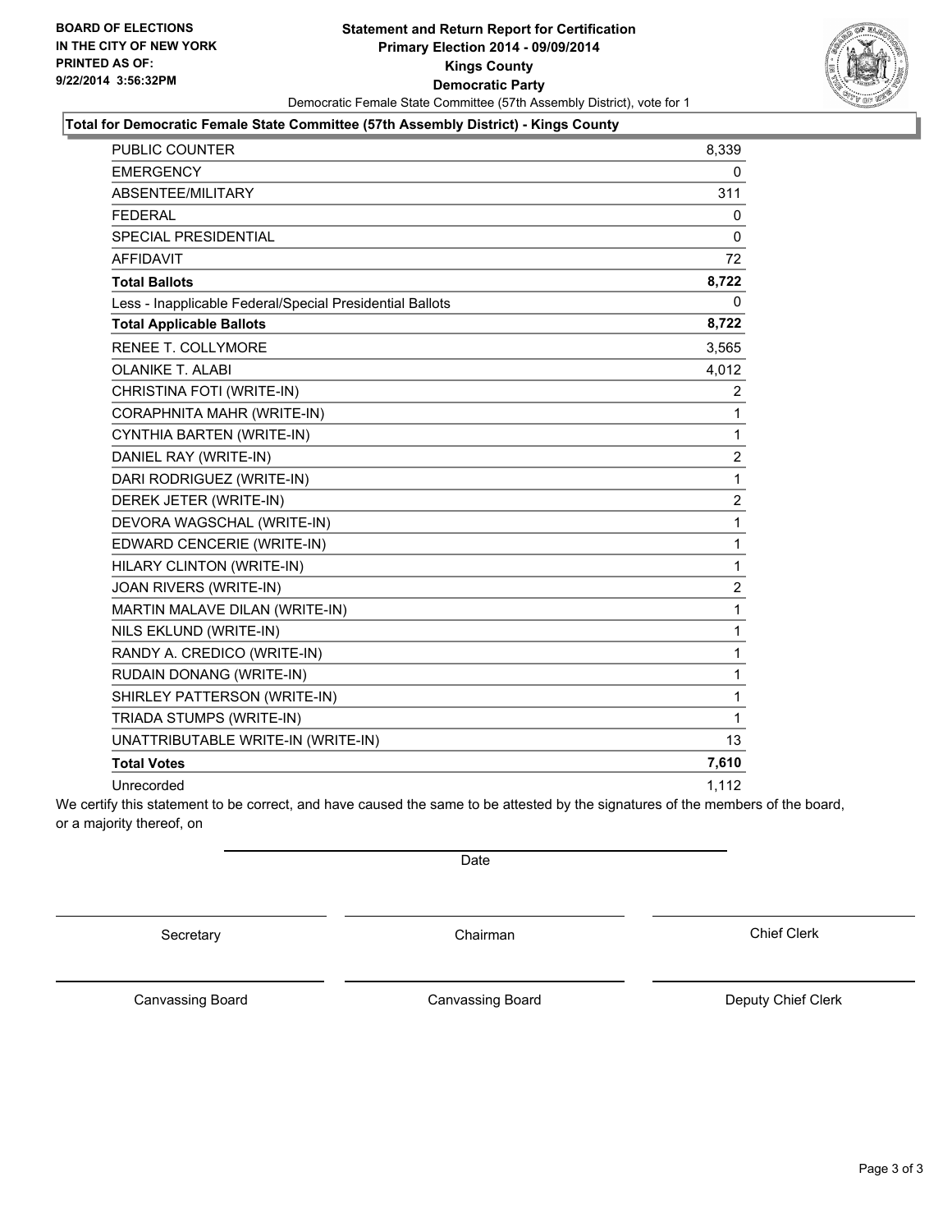**BOARD OF ELECTIONS IN THE CITY OF NEW YORK PRINTED AS OF: 9/22/2014 3:56:32PM**

# Statement and Return Report for Certification
## Primary Election 2014 - 09/09/2014
## Kings County
## Democratic Party

Democratic Female State Committee (57th Assembly District), vote for 1

### Total for Democratic Female State Committee (57th Assembly District) - Kings County

| | |
|---|---|
| PUBLIC COUNTER | 8,339 |
| EMERGENCY | 0 |
| ABSENTEE/MILITARY | 311 |
| FEDERAL | 0 |
| SPECIAL PRESIDENTIAL | 0 |
| AFFIDAVIT | 72 |
| **Total Ballots** | **8,722** |
| Less - Inapplicable Federal/Special Presidential Ballots | 0 |
| **Total Applicable Ballots** | **8,722** |
| RENEE T. COLLYMORE | 3,565 |
| OLANIKE T. ALABI | 4,012 |
| CHRISTINA FOTI (WRITE-IN) | 2 |
| CORAPHNITA MAHR (WRITE-IN) | 1 |
| CYNTHIA BARTEN (WRITE-IN) | 1 |
| DANIEL RAY (WRITE-IN) | 2 |
| DARI RODRIGUEZ (WRITE-IN) | 1 |
| DEREK JETER (WRITE-IN) | 2 |
| DEVORA WAGSCHAL (WRITE-IN) | 1 |
| EDWARD CENCERIE (WRITE-IN) | 1 |
| HILARY CLINTON (WRITE-IN) | 1 |
| JOAN RIVERS (WRITE-IN) | 2 |
| MARTIN MALAVE DILAN (WRITE-IN) | 1 |
| NILS EKLUND (WRITE-IN) | 1 |
| RANDY A. CREDICO (WRITE-IN) | 1 |
| RUDAIN DONANG (WRITE-IN) | 1 |
| SHIRLEY PATTERSON (WRITE-IN) | 1 |
| TRIADA STUMPS (WRITE-IN) | 1 |
| UNATTRIBUTABLE WRITE-IN (WRITE-IN) | 13 |
| **Total Votes** | **7,610** |
| Unrecorded | 1,112 |

We certify this statement to be correct, and have caused the same to be attested by the signatures of the members of the board, or a majority thereof, on

Date

Secretary | Chairman | Chief Clerk

Canvassing Board | Canvassing Board | Deputy Chief Clerk